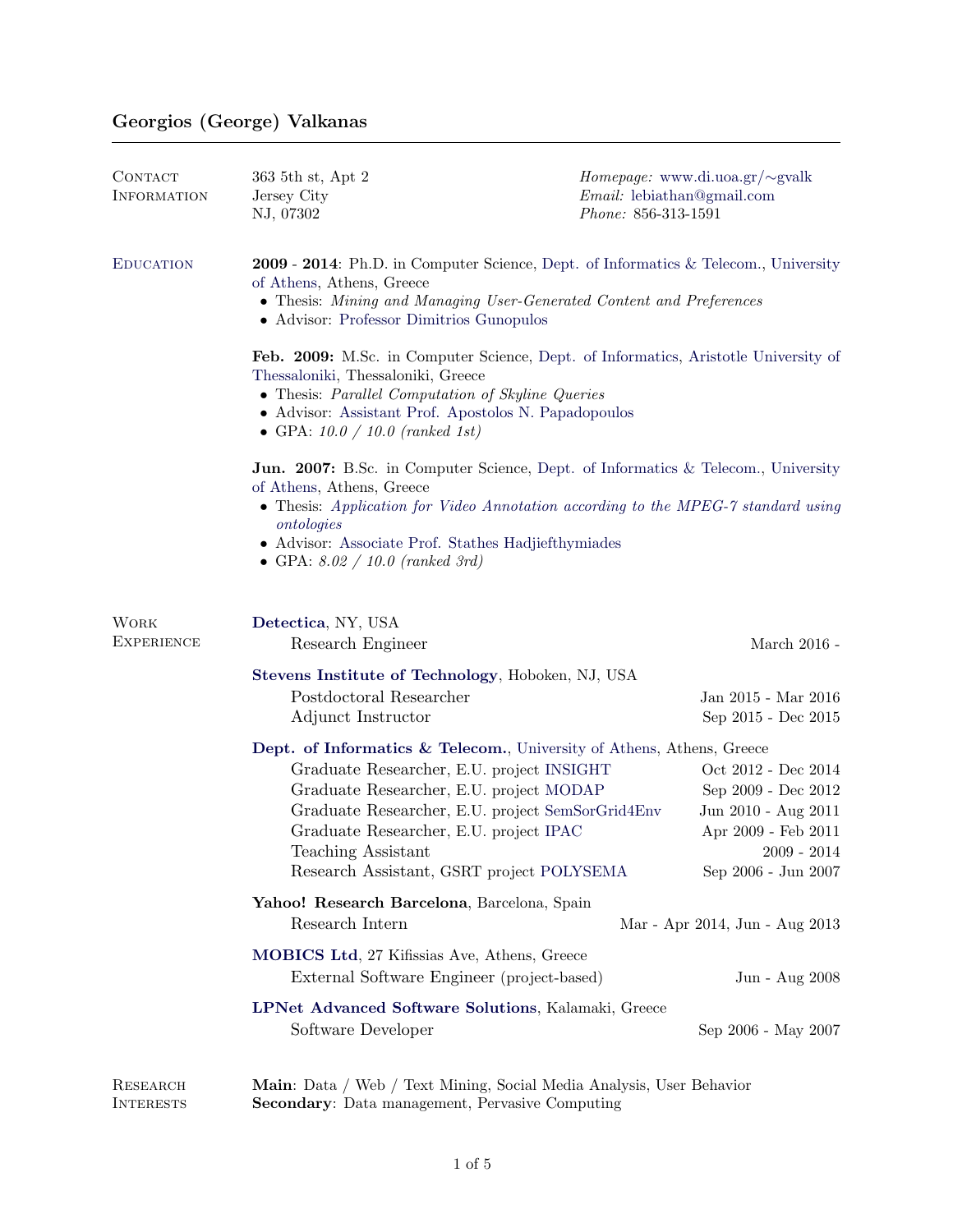# Georgios (George) Valkanas

## Contact Information

363 5th st, Apt 2
Jersey City
NJ, 07302

*Homepage:* www.di.uoa.gr/∼gvalk
*Email:* lebiathan@gmail.com
*Phone:* 856-313-1591

## Education

**2009 - 2014**: Ph.D. in Computer Science, Dept. of Informatics & Telecom., University of Athens, Athens, Greece

- Thesis: *Mining and Managing User-Generated Content and Preferences*
- Advisor: Professor Dimitrios Gunopulos

**Feb. 2009:** M.Sc. in Computer Science, Dept. of Informatics, Aristotle University of Thessaloniki, Thessaloniki, Greece

- Thesis: *Parallel Computation of Skyline Queries*
- Advisor: Assistant Prof. Apostolos N. Papadopoulos
- GPA: *10.0 / 10.0 (ranked 1st)*

**Jun. 2007:** B.Sc. in Computer Science, Dept. of Informatics & Telecom., University of Athens, Athens, Greece

- Thesis: *Application for Video Annotation according to the MPEG-7 standard using ontologies*
- Advisor: Associate Prof. Stathes Hadjiefthymiades
- GPA: *8.02 / 10.0 (ranked 3rd)*

## Work Experience

**Detectica**, NY, USA

Research Engineer — March 2016 -

**Stevens Institute of Technology**, Hoboken, NJ, USA

Postdoctoral Researcher — Jan 2015 - Mar 2016
Adjunct Instructor — Sep 2015 - Dec 2015

**Dept. of Informatics & Telecom.**, University of Athens, Athens, Greece

Graduate Researcher, E.U. project INSIGHT — Oct 2012 - Dec 2014
Graduate Researcher, E.U. project MODAP — Sep 2009 - Dec 2012
Graduate Researcher, E.U. project SemSorGrid4Env — Jun 2010 - Aug 2011
Graduate Researcher, E.U. project IPAC — Apr 2009 - Feb 2011
Teaching Assistant — 2009 - 2014
Research Assistant, GSRT project POLYSEMA — Sep 2006 - Jun 2007

**Yahoo! Research Barcelona**, Barcelona, Spain

Research Intern — Mar - Apr 2014, Jun - Aug 2013

**MOBICS Ltd**, 27 Kifissias Ave, Athens, Greece

External Software Engineer (project-based) — Jun - Aug 2008

**LPNet Advanced Software Solutions**, Kalamaki, Greece

Software Developer — Sep 2006 - May 2007

## Research Interests

**Main**: Data / Web / Text Mining, Social Media Analysis, User Behavior
**Secondary**: Data management, Pervasive Computing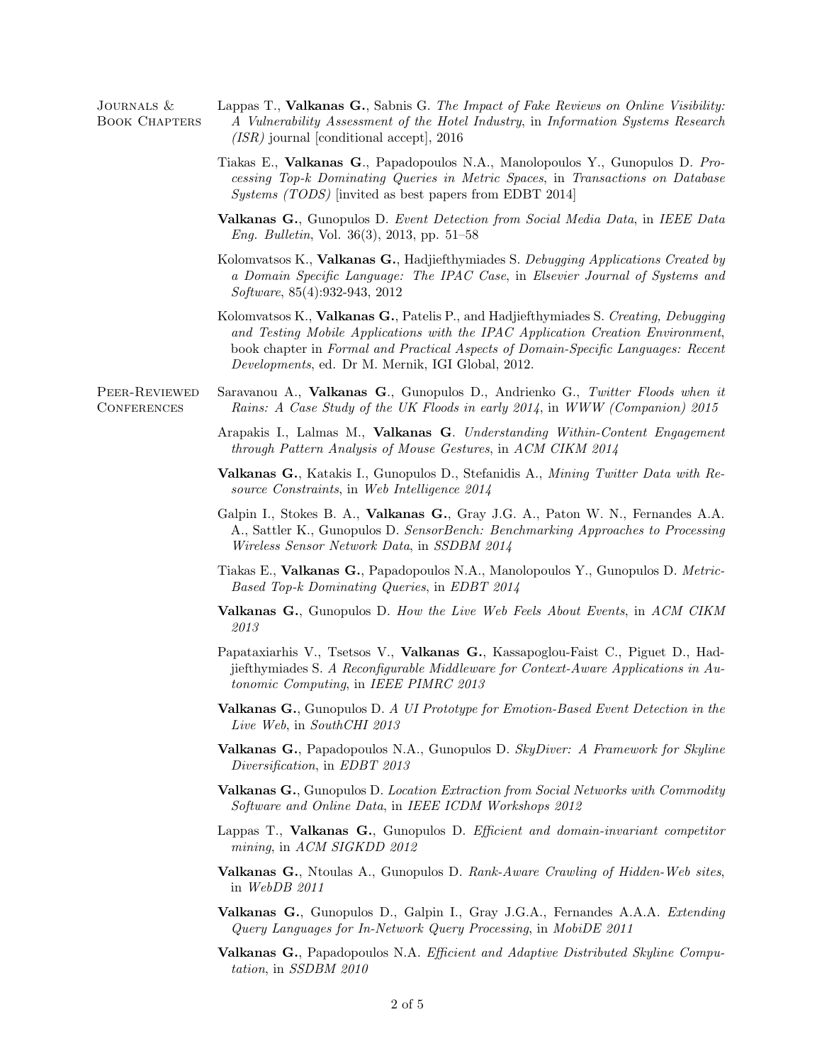## Journals & Book Chapters

Lappas T., **Valkanas G.**, Sabnis G. *The Impact of Fake Reviews on Online Visibility: A Vulnerability Assessment of the Hotel Industry*, in *Information Systems Research (ISR)* journal [conditional accept], 2016

Tiakas E., **Valkanas G**., Papadopoulos N.A., Manolopoulos Y., Gunopulos D. *Processing Top-k Dominating Queries in Metric Spaces*, in *Transactions on Database Systems (TODS)* [invited as best papers from EDBT 2014]

**Valkanas G.**, Gunopulos D. *Event Detection from Social Media Data*, in *IEEE Data Eng. Bulletin*, Vol. 36(3), 2013, pp. 51–58

Kolomvatsos K., **Valkanas G.**, Hadjiefthymiades S. *Debugging Applications Created by a Domain Specific Language: The IPAC Case*, in *Elsevier Journal of Systems and Software*, 85(4):932-943, 2012

Kolomvatsos K., **Valkanas G.**, Patelis P., and Hadjiefthymiades S. *Creating, Debugging and Testing Mobile Applications with the IPAC Application Creation Environment*, book chapter in *Formal and Practical Aspects of Domain-Specific Languages: Recent Developments*, ed. Dr M. Mernik, IGI Global, 2012.

## Peer-Reviewed Conferences

Saravanou A., **Valkanas G**., Gunopulos D., Andrienko G., *Twitter Floods when it Rains: A Case Study of the UK Floods in early 2014*, in *WWW (Companion) 2015*

Arapakis I., Lalmas M., **Valkanas G**. *Understanding Within-Content Engagement through Pattern Analysis of Mouse Gestures*, in *ACM CIKM 2014*

**Valkanas G.**, Katakis I., Gunopulos D., Stefanidis A., *Mining Twitter Data with Resource Constraints*, in *Web Intelligence 2014*

Galpin I., Stokes B. A., **Valkanas G.**, Gray J.G. A., Paton W. N., Fernandes A.A. A., Sattler K., Gunopulos D. *SensorBench: Benchmarking Approaches to Processing Wireless Sensor Network Data*, in *SSDBM 2014*

Tiakas E., **Valkanas G.**, Papadopoulos N.A., Manolopoulos Y., Gunopulos D. *Metric-Based Top-k Dominating Queries*, in *EDBT 2014*

**Valkanas G.**, Gunopulos D. *How the Live Web Feels About Events*, in *ACM CIKM 2013*

Papataxiarhis V., Tsetsos V., **Valkanas G.**, Kassapoglou-Faist C., Piguet D., Hadjiefthymiades S. *A Reconfigurable Middleware for Context-Aware Applications in Autonomic Computing*, in *IEEE PIMRC 2013*

**Valkanas G.**, Gunopulos D. *A UI Prototype for Emotion-Based Event Detection in the Live Web*, in *SouthCHI 2013*

**Valkanas G.**, Papadopoulos N.A., Gunopulos D. *SkyDiver: A Framework for Skyline Diversification*, in *EDBT 2013*

**Valkanas G.**, Gunopulos D. *Location Extraction from Social Networks with Commodity Software and Online Data*, in *IEEE ICDM Workshops 2012*

Lappas T., **Valkanas G.**, Gunopulos D. *Efficient and domain-invariant competitor mining*, in *ACM SIGKDD 2012*

**Valkanas G.**, Ntoulas A., Gunopulos D. *Rank-Aware Crawling of Hidden-Web sites*, in *WebDB 2011*

**Valkanas G.**, Gunopulos D., Galpin I., Gray J.G.A., Fernandes A.A.A. *Extending Query Languages for In-Network Query Processing*, in *MobiDE 2011*

**Valkanas G.**, Papadopoulos N.A. *Efficient and Adaptive Distributed Skyline Computation*, in *SSDBM 2010*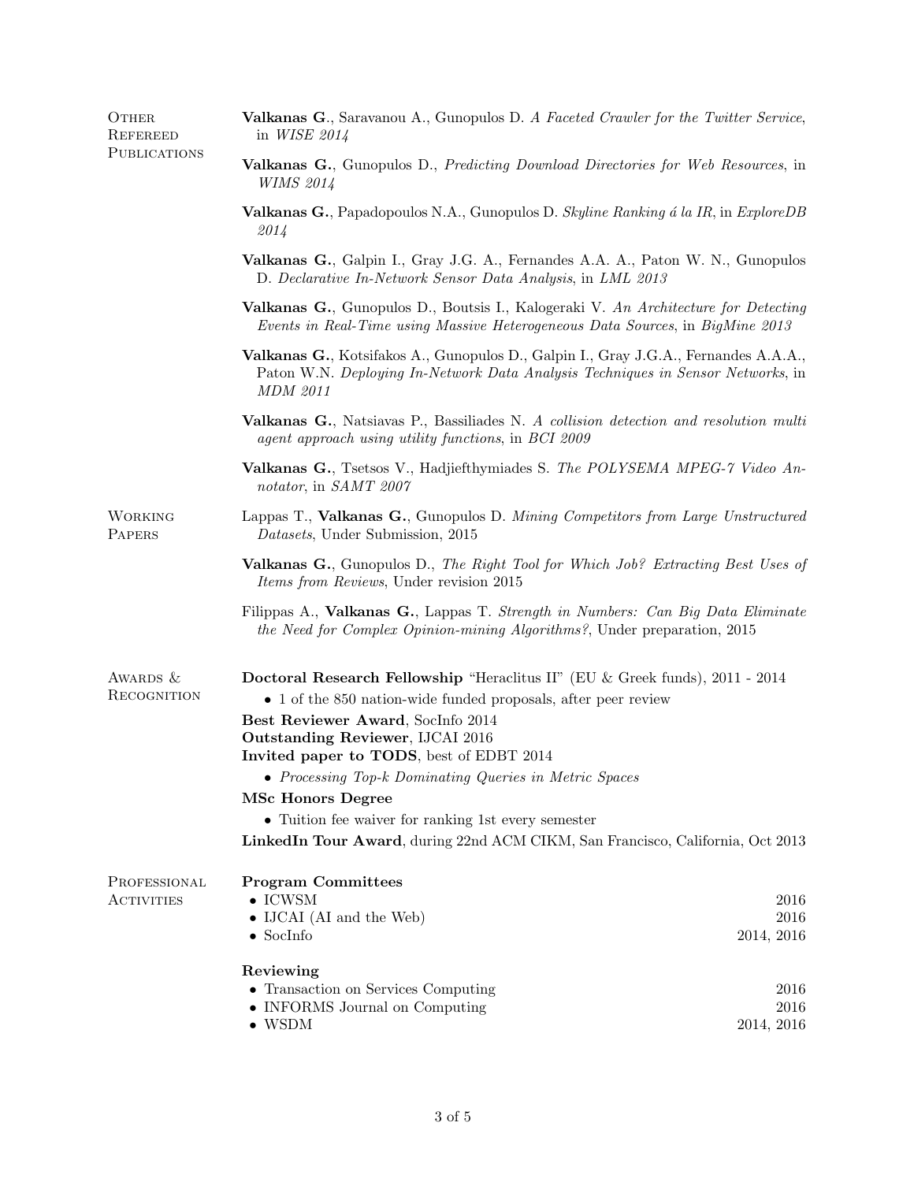## Other Refereed Publications

**Valkanas G**., Saravanou A., Gunopulos D. *A Faceted Crawler for the Twitter Service*, in *WISE 2014*

**Valkanas G.**, Gunopulos D., *Predicting Download Directories for Web Resources*, in *WIMS 2014*

**Valkanas G.**, Papadopoulos N.A., Gunopulos D. *Skyline Ranking á la IR*, in *ExploreDB 2014*

**Valkanas G.**, Galpin I., Gray J.G. A., Fernandes A.A. A., Paton W. N., Gunopulos D. *Declarative In-Network Sensor Data Analysis*, in *LML 2013*

**Valkanas G.**, Gunopulos D., Boutsis I., Kalogeraki V. *An Architecture for Detecting Events in Real-Time using Massive Heterogeneous Data Sources*, in *BigMine 2013*

**Valkanas G.**, Kotsifakos A., Gunopulos D., Galpin I., Gray J.G.A., Fernandes A.A.A., Paton W.N. *Deploying In-Network Data Analysis Techniques in Sensor Networks*, in *MDM 2011*

**Valkanas G.**, Natsiavas P., Bassiliades N. *A collision detection and resolution multi agent approach using utility functions*, in *BCI 2009*

**Valkanas G.**, Tsetsos V., Hadjiefthymiades S. *The POLYSEMA MPEG-7 Video Annotator*, in *SAMT 2007*

## Working Papers

Lappas T., **Valkanas G.**, Gunopulos D. *Mining Competitors from Large Unstructured Datasets*, Under Submission, 2015

**Valkanas G.**, Gunopulos D., *The Right Tool for Which Job? Extracting Best Uses of Items from Reviews*, Under revision 2015

Filippas A., **Valkanas G.**, Lappas T. *Strength in Numbers: Can Big Data Eliminate the Need for Complex Opinion-mining Algorithms?*, Under preparation, 2015

## Awards & Recognition

**Doctoral Research Fellowship** "Heraclitus II" (EU & Greek funds), 2011 - 2014

- 1 of the 850 nation-wide funded proposals, after peer review

**Best Reviewer Award**, SocInfo 2014
**Outstanding Reviewer**, IJCAI 2016
**Invited paper to TODS**, best of EDBT 2014

- *Processing Top-k Dominating Queries in Metric Spaces*

**MSc Honors Degree**

- Tuition fee waiver for ranking 1st every semester

**LinkedIn Tour Award**, during 22nd ACM CIKM, San Francisco, California, Oct 2013

## Professional Activities

**Program Committees**

- ICWSM — 2016
- IJCAI (AI and the Web) — 2016
- SocInfo — 2014, 2016

**Reviewing**

- Transaction on Services Computing — 2016
- INFORMS Journal on Computing — 2016
- WSDM — 2014, 2016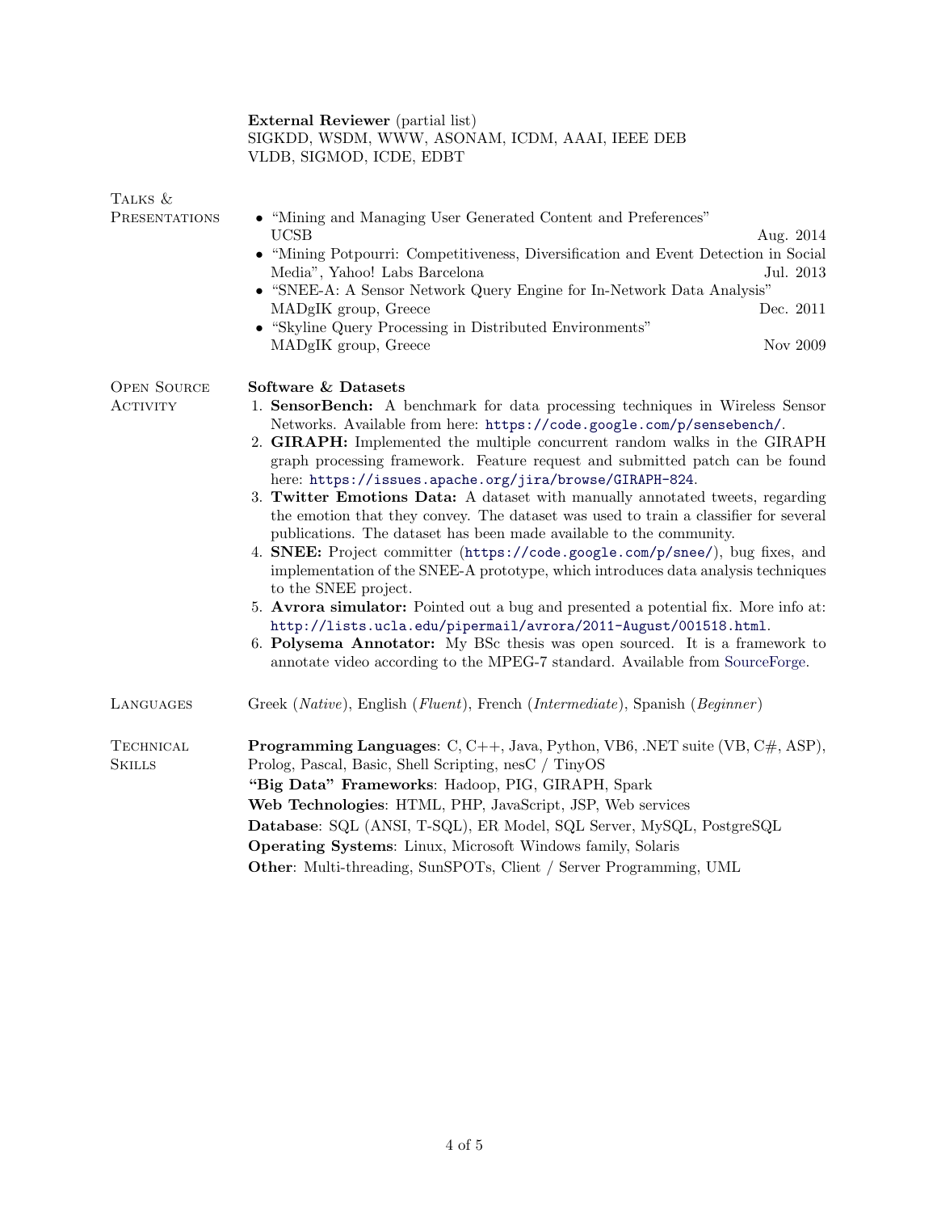**External Reviewer** (partial list)
SIGKDD, WSDM, WWW, ASONAM, ICDM, AAAI, IEEE DEB
VLDB, SIGMOD, ICDE, EDBT

## Talks & Presentations

- "Mining and Managing User Generated Content and Preferences"
  UCSB — Aug. 2014
- "Mining Potpourri: Competitiveness, Diversification and Event Detection in Social Media", Yahoo! Labs Barcelona — Jul. 2013
- "SNEE-A: A Sensor Network Query Engine for In-Network Data Analysis"
  MADgIK group, Greece — Dec. 2011
- "Skyline Query Processing in Distributed Environments"
  MADgIK group, Greece — Nov 2009

## Open Source Activity

**Software & Datasets**

1. **SensorBench:** A benchmark for data processing techniques in Wireless Sensor Networks. Available from here: `https://code.google.com/p/sensebench/`.
2. **GIRAPH:** Implemented the multiple concurrent random walks in the GIRAPH graph processing framework. Feature request and submitted patch can be found here: `https://issues.apache.org/jira/browse/GIRAPH-824`.
3. **Twitter Emotions Data:** A dataset with manually annotated tweets, regarding the emotion that they convey. The dataset was used to train a classifier for several publications. The dataset has been made available to the community.
4. **SNEE:** Project committer (`https://code.google.com/p/snee/`), bug fixes, and implementation of the SNEE-A prototype, which introduces data analysis techniques to the SNEE project.
5. **Avrora simulator:** Pointed out a bug and presented a potential fix. More info at: `http://lists.ucla.edu/pipermail/avrora/2011-August/001518.html`.
6. **Polysema Annotator:** My BSc thesis was open sourced. It is a framework to annotate video according to the MPEG-7 standard. Available from SourceForge.

## Languages

Greek (*Native*), English (*Fluent*), French (*Intermediate*), Spanish (*Beginner*)

## Technical Skills

**Programming Languages**: C, C++, Java, Python, VB6, .NET suite (VB, C#, ASP), Prolog, Pascal, Basic, Shell Scripting, nesC / TinyOS
**"Big Data" Frameworks**: Hadoop, PIG, GIRAPH, Spark
**Web Technologies**: HTML, PHP, JavaScript, JSP, Web services
**Database**: SQL (ANSI, T-SQL), ER Model, SQL Server, MySQL, PostgreSQL
**Operating Systems**: Linux, Microsoft Windows family, Solaris
**Other**: Multi-threading, SunSPOTs, Client / Server Programming, UML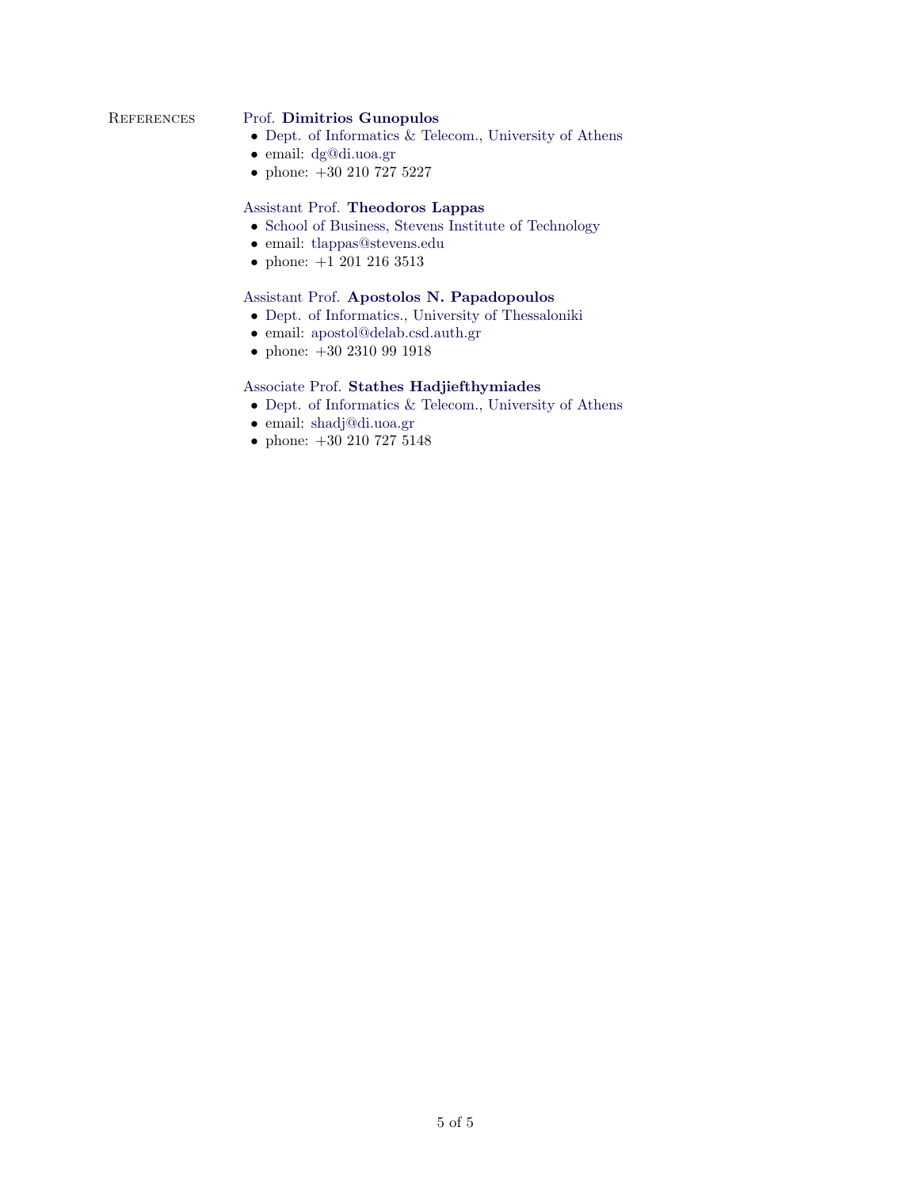## References

Prof. **Dimitrios Gunopulos**

- Dept. of Informatics & Telecom., University of Athens
- email: dg@di.uoa.gr
- phone: +30 210 727 5227

Assistant Prof. **Theodoros Lappas**

- School of Business, Stevens Institute of Technology
- email: tlappas@stevens.edu
- phone: +1 201 216 3513

Assistant Prof. **Apostolos N. Papadopoulos**

- Dept. of Informatics., University of Thessaloniki
- email: apostol@delab.csd.auth.gr
- phone: +30 2310 99 1918

Associate Prof. **Stathes Hadjiefthymiades**

- Dept. of Informatics & Telecom., University of Athens
- email: shadj@di.uoa.gr
- phone: +30 210 727 5148